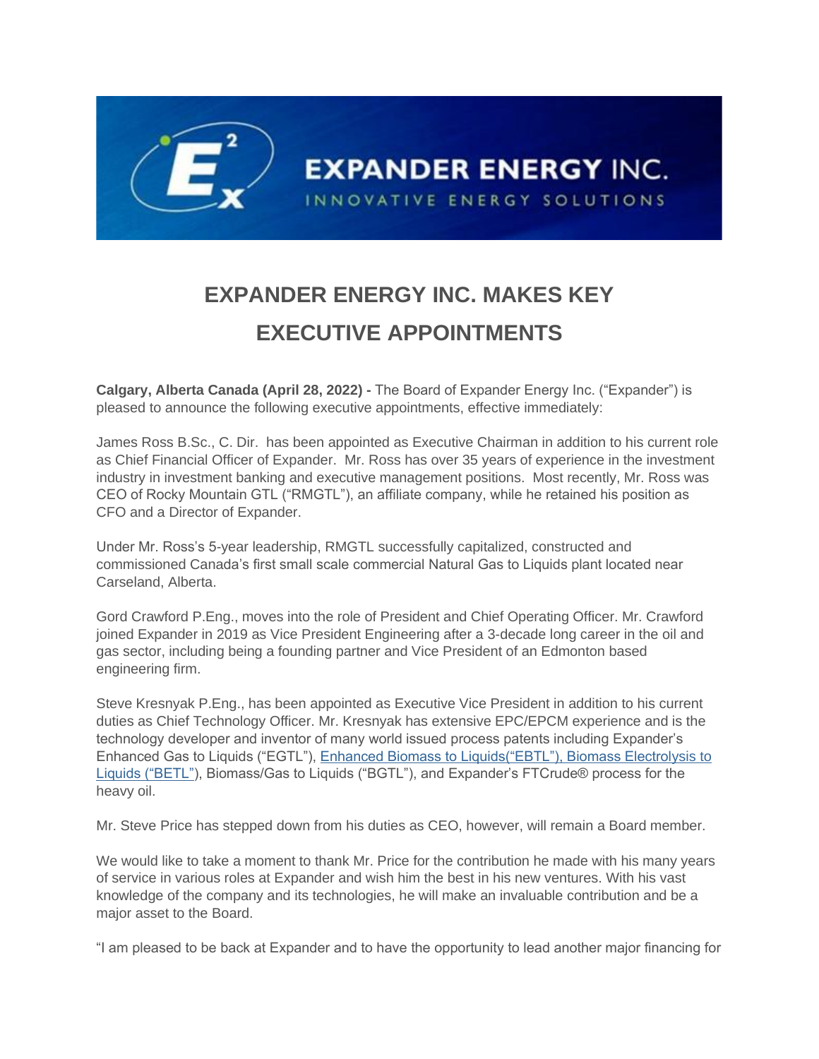# EXPANDER ENERGY INC. MAKES KEY EXECUTIVE APPOINTMENTS

**Calgary, Alberta Canada (April 28, 2022) -** The Board of Expander Energy Inc. ("Expander") is pleased to announce the following executive appointments, effective immediately:

James Ross B.Sc., C. Dir. has been appointed as Executive Chairman in addition to his current role as Chief Financial Officer of Expander. Mr. Ross has over 35 years of experience in the investment industry in investment banking and executive management positions. Most recently, Mr. Ross was CEO of Rocky Mountain GTL ("RMGTL"), an affiliate company, while he retained his position as CFO and a Director of Expander.

Under Mr. Ross's 5-year leadership, RMGTL successfully capitalized, constructed and commissioned Canada's first small scale commercial Natural Gas to Liquids plant located near Carseland, Alberta.

Gord Crawford P.Eng., moves into the role of President and Chief Operating Officer. Mr. Crawford joined Expander in 2019 as Vice President Engineering after a 3-decade long career in the oil and gas sector, including being a founding partner and Vice President of an Edmonton based engineering firm.

Steve Kresnyak P.Eng., has been appointed as Executive Vice President in addition to his current duties as Chief Technology Officer. Mr. Kresnyak has extensive EPC/EPCM experience and is the technology developer and inventor of many world issued process patents including Expander's Enhanced Gas to Liquids ("EGTL"), Enhanced Biomass to Liquids("EBTL"), Biomass Electrolysis to Liquids ("BETL"), Biomass/Gas to Liquids ("BGTL"), and Expander's FTCrude® process for the heavy oil.

Mr. Steve Price has stepped down from his duties as CEO, however, will remain a Board member.

We would like to take a moment to thank Mr. Price for the contribution he made with his many years of service in various roles at Expander and wish him the best in his new ventures. With his vast knowledge of the company and its technologies, he will make an invaluable contribution and be a major asset to the Board.

"I am pleased to be back at Expander and to have the opportunity to lead another major financing for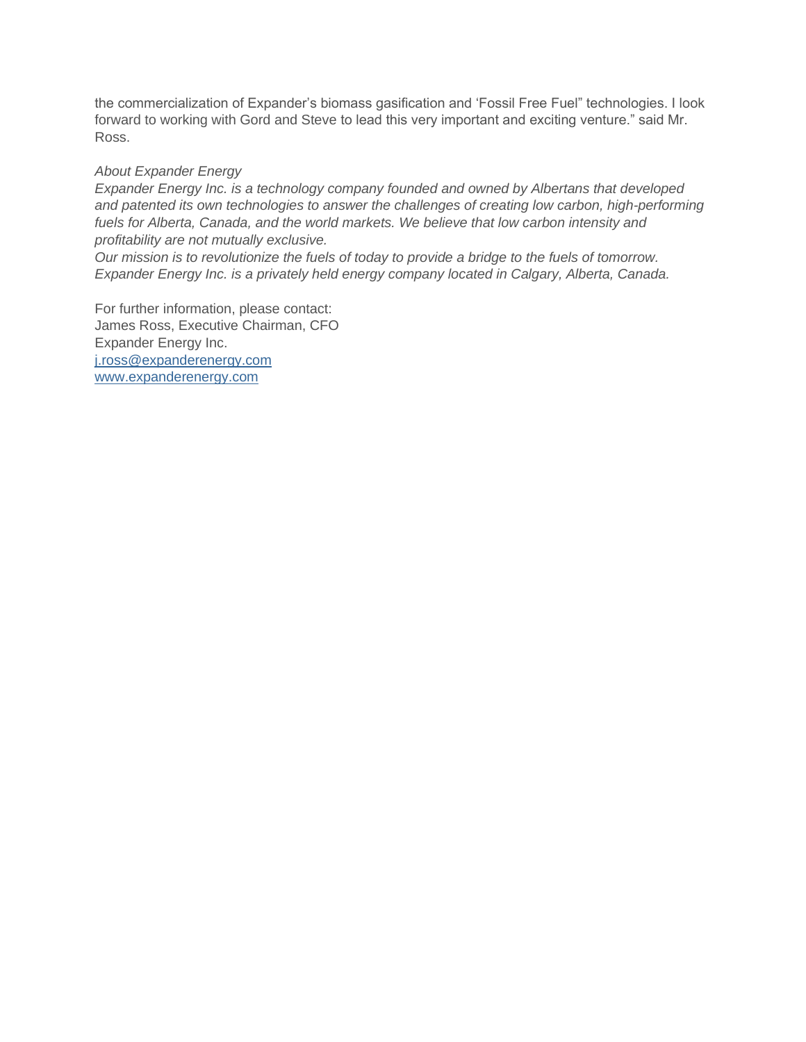the commercialization of Expander's biomass gasification and 'Fossil Free Fuel" technologies. I look forward to working with Gord and Steve to lead this very important and exciting venture." said Mr. Ross.

*About Expander Energy*

*Expander Energy Inc. is a technology company founded and owned by Albertans that developed and patented its own technologies to answer the challenges of creating low carbon, high-performing fuels for Alberta, Canada, and the world markets. We believe that low carbon intensity and profitability are not mutually exclusive.*

*Our mission is to revolutionize the fuels of today to provide a bridge to the fuels of tomorrow. Expander Energy Inc. is a privately held energy company located in Calgary, Alberta, Canada.*

For further information, please contact:
James Ross, Executive Chairman, CFO
Expander Energy Inc.
j.ross@expanderenergy.com
www.expanderenergy.com